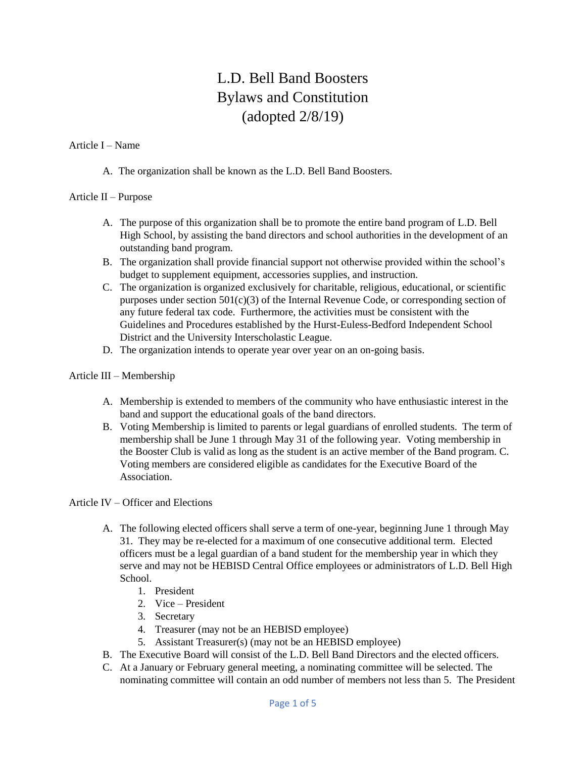# L.D. Bell Band Boosters
# Bylaws and Constitution
# (adopted 2/8/19)

## Article I – Name

A. The organization shall be known as the L.D. Bell Band Boosters.

## Article II – Purpose

A. The purpose of this organization shall be to promote the entire band program of L.D. Bell High School, by assisting the band directors and school authorities in the development of an outstanding band program.
B. The organization shall provide financial support not otherwise provided within the school's budget to supplement equipment, accessories supplies, and instruction.
C. The organization is organized exclusively for charitable, religious, educational, or scientific purposes under section 501(c)(3) of the Internal Revenue Code, or corresponding section of any future federal tax code. Furthermore, the activities must be consistent with the Guidelines and Procedures established by the Hurst-Euless-Bedford Independent School District and the University Interscholastic League.
D. The organization intends to operate year over year on an on-going basis.

## Article III – Membership

A. Membership is extended to members of the community who have enthusiastic interest in the band and support the educational goals of the band directors.
B. Voting Membership is limited to parents or legal guardians of enrolled students. The term of membership shall be June 1 through May 31 of the following year. Voting membership in the Booster Club is valid as long as the student is an active member of the Band program. C. Voting members are considered eligible as candidates for the Executive Board of the Association.

## Article IV – Officer and Elections

A. The following elected officers shall serve a term of one-year, beginning June 1 through May 31. They may be re-elected for a maximum of one consecutive additional term. Elected officers must be a legal guardian of a band student for the membership year in which they serve and may not be HEBISD Central Office employees or administrators of L.D. Bell High School.
   1. President
   2. Vice – President
   3. Secretary
   4. Treasurer (may not be an HEBISD employee)
   5. Assistant Treasurer(s) (may not be an HEBISD employee)
B. The Executive Board will consist of the L.D. Bell Band Directors and the elected officers.
C. At a January or February general meeting, a nominating committee will be selected. The nominating committee will contain an odd number of members not less than 5. The President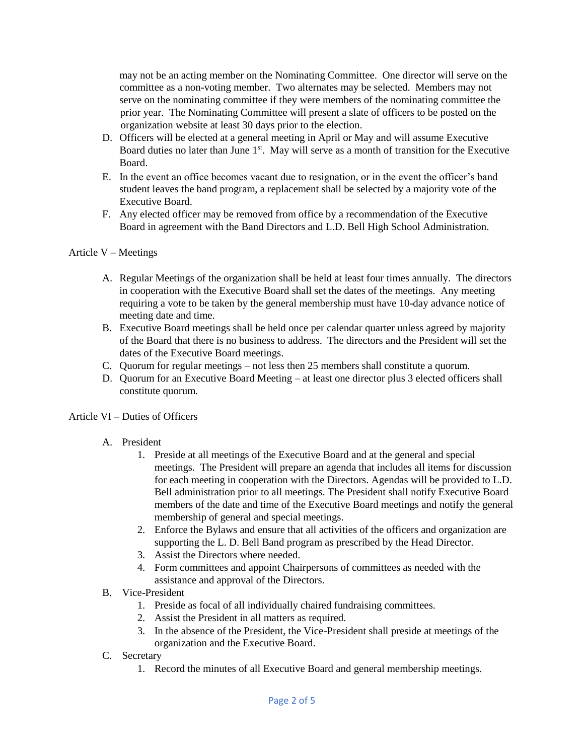may not be an acting member on the Nominating Committee. One director will serve on the committee as a non-voting member. Two alternates may be selected. Members may not serve on the nominating committee if they were members of the nominating committee the prior year. The Nominating Committee will present a slate of officers to be posted on the organization website at least 30 days prior to the election.

D. Officers will be elected at a general meeting in April or May and will assume Executive Board duties no later than June 1st. May will serve as a month of transition for the Executive Board.

E. In the event an office becomes vacant due to resignation, or in the event the officer's band student leaves the band program, a replacement shall be selected by a majority vote of the Executive Board.

F. Any elected officer may be removed from office by a recommendation of the Executive Board in agreement with the Band Directors and L.D. Bell High School Administration.

## Article V – Meetings

A. Regular Meetings of the organization shall be held at least four times annually. The directors in cooperation with the Executive Board shall set the dates of the meetings. Any meeting requiring a vote to be taken by the general membership must have 10-day advance notice of meeting date and time.

B. Executive Board meetings shall be held once per calendar quarter unless agreed by majority of the Board that there is no business to address. The directors and the President will set the dates of the Executive Board meetings.

C. Quorum for regular meetings – not less then 25 members shall constitute a quorum.

D. Quorum for an Executive Board Meeting – at least one director plus 3 elected officers shall constitute quorum.

## Article VI – Duties of Officers

A. President
   1. Preside at all meetings of the Executive Board and at the general and special meetings. The President will prepare an agenda that includes all items for discussion for each meeting in cooperation with the Directors. Agendas will be provided to L.D. Bell administration prior to all meetings. The President shall notify Executive Board members of the date and time of the Executive Board meetings and notify the general membership of general and special meetings.
   2. Enforce the Bylaws and ensure that all activities of the officers and organization are supporting the L. D. Bell Band program as prescribed by the Head Director.
   3. Assist the Directors where needed.
   4. Form committees and appoint Chairpersons of committees as needed with the assistance and approval of the Directors.

B. Vice-President
   1. Preside as focal of all individually chaired fundraising committees.
   2. Assist the President in all matters as required.
   3. In the absence of the President, the Vice-President shall preside at meetings of the organization and the Executive Board.

C. Secretary
   1. Record the minutes of all Executive Board and general membership meetings.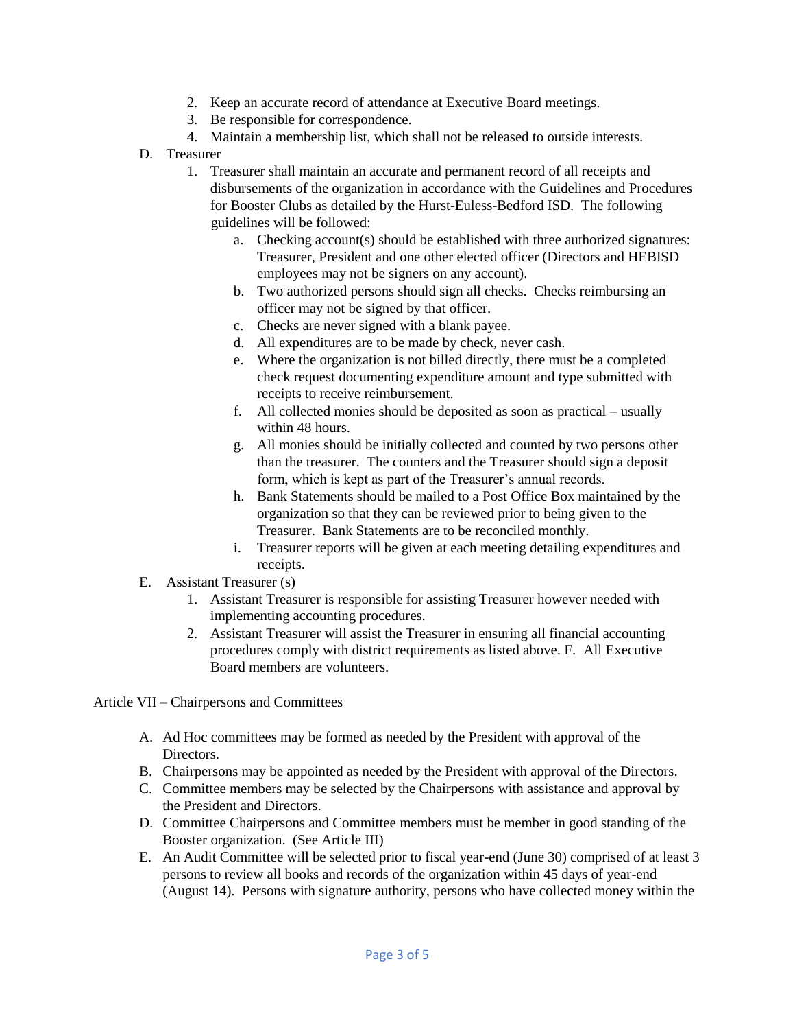2. Keep an accurate record of attendance at Executive Board meetings.
3. Be responsible for correspondence.
4. Maintain a membership list, which shall not be released to outside interests.

D. Treasurer

1. Treasurer shall maintain an accurate and permanent record of all receipts and disbursements of the organization in accordance with the Guidelines and Procedures for Booster Clubs as detailed by the Hurst-Euless-Bedford ISD. The following guidelines will be followed:
    a. Checking account(s) should be established with three authorized signatures: Treasurer, President and one other elected officer (Directors and HEBISD employees may not be signers on any account).
    b. Two authorized persons should sign all checks. Checks reimbursing an officer may not be signed by that officer.
    c. Checks are never signed with a blank payee.
    d. All expenditures are to be made by check, never cash.
    e. Where the organization is not billed directly, there must be a completed check request documenting expenditure amount and type submitted with receipts to receive reimbursement.
    f. All collected monies should be deposited as soon as practical – usually within 48 hours.
    g. All monies should be initially collected and counted by two persons other than the treasurer. The counters and the Treasurer should sign a deposit form, which is kept as part of the Treasurer's annual records.
    h. Bank Statements should be mailed to a Post Office Box maintained by the organization so that they can be reviewed prior to being given to the Treasurer. Bank Statements are to be reconciled monthly.
    i. Treasurer reports will be given at each meeting detailing expenditures and receipts.

E. Assistant Treasurer (s)

1. Assistant Treasurer is responsible for assisting Treasurer however needed with implementing accounting procedures.
2. Assistant Treasurer will assist the Treasurer in ensuring all financial accounting procedures comply with district requirements as listed above. F. All Executive Board members are volunteers.

Article VII – Chairpersons and Committees

A. Ad Hoc committees may be formed as needed by the President with approval of the Directors.
B. Chairpersons may be appointed as needed by the President with approval of the Directors.
C. Committee members may be selected by the Chairpersons with assistance and approval by the President and Directors.
D. Committee Chairpersons and Committee members must be member in good standing of the Booster organization. (See Article III)
E. An Audit Committee will be selected prior to fiscal year-end (June 30) comprised of at least 3 persons to review all books and records of the organization within 45 days of year-end (August 14). Persons with signature authority, persons who have collected money within the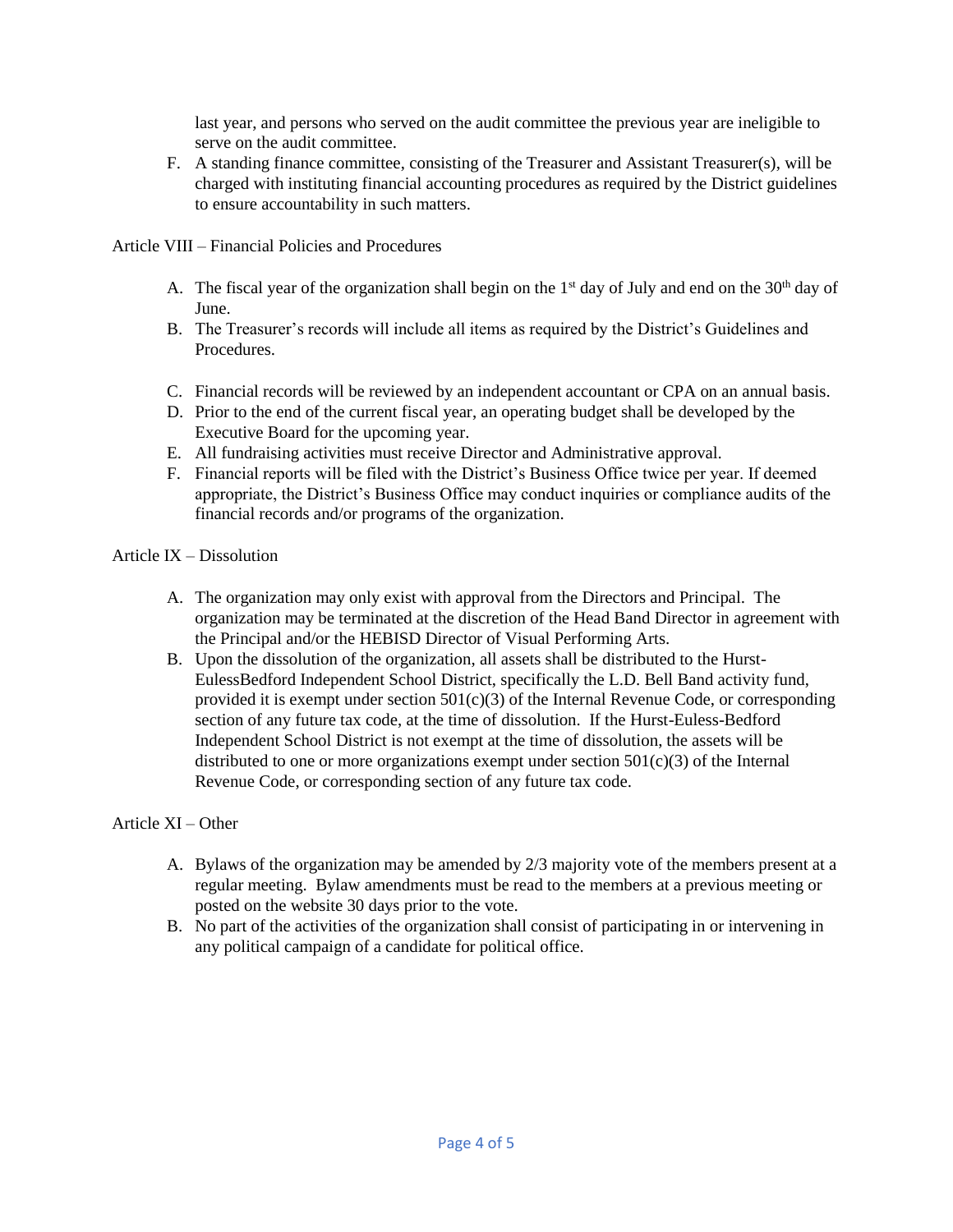last year, and persons who served on the audit committee the previous year are ineligible to serve on the audit committee.

F. A standing finance committee, consisting of the Treasurer and Assistant Treasurer(s), will be charged with instituting financial accounting procedures as required by the District guidelines to ensure accountability in such matters.

Article VIII – Financial Policies and Procedures

A. The fiscal year of the organization shall begin on the 1st day of July and end on the 30th day of June.
B. The Treasurer's records will include all items as required by the District's Guidelines and Procedures.
C. Financial records will be reviewed by an independent accountant or CPA on an annual basis.
D. Prior to the end of the current fiscal year, an operating budget shall be developed by the Executive Board for the upcoming year.
E. All fundraising activities must receive Director and Administrative approval.
F. Financial reports will be filed with the District's Business Office twice per year. If deemed appropriate, the District's Business Office may conduct inquiries or compliance audits of the financial records and/or programs of the organization.

Article IX – Dissolution

A. The organization may only exist with approval from the Directors and Principal. The organization may be terminated at the discretion of the Head Band Director in agreement with the Principal and/or the HEBISD Director of Visual Performing Arts.
B. Upon the dissolution of the organization, all assets shall be distributed to the Hurst-EulessBedford Independent School District, specifically the L.D. Bell Band activity fund, provided it is exempt under section 501(c)(3) of the Internal Revenue Code, or corresponding section of any future tax code, at the time of dissolution. If the Hurst-Euless-Bedford Independent School District is not exempt at the time of dissolution, the assets will be distributed to one or more organizations exempt under section 501(c)(3) of the Internal Revenue Code, or corresponding section of any future tax code.

Article XI – Other

A. Bylaws of the organization may be amended by 2/3 majority vote of the members present at a regular meeting. Bylaw amendments must be read to the members at a previous meeting or posted on the website 30 days prior to the vote.
B. No part of the activities of the organization shall consist of participating in or intervening in any political campaign of a candidate for political office.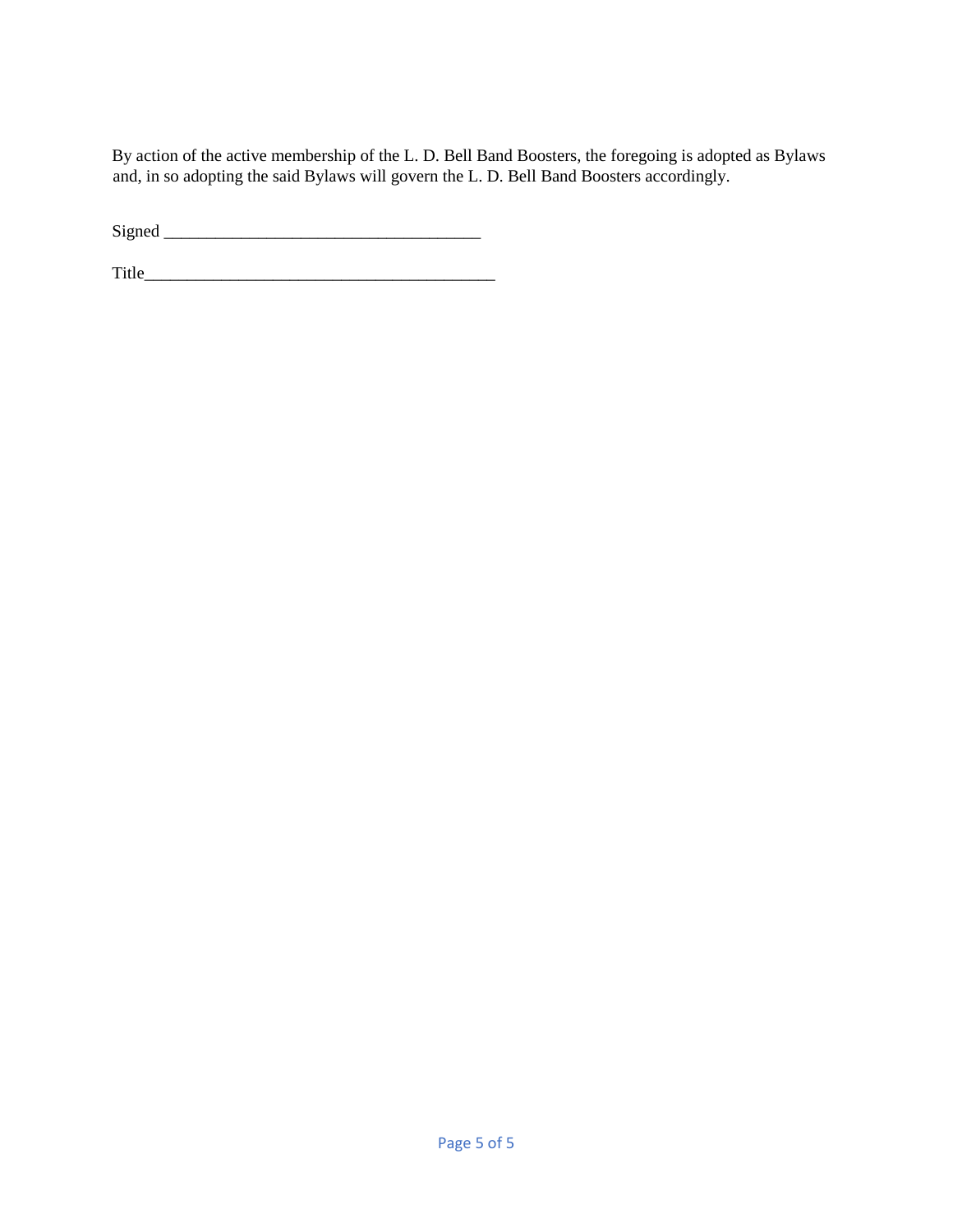By action of the active membership of the L. D. Bell Band Boosters, the foregoing is adopted as Bylaws and, in so adopting the said Bylaws will govern the L. D. Bell Band Boosters accordingly.

Signed ____________________________________

Title________________________________________